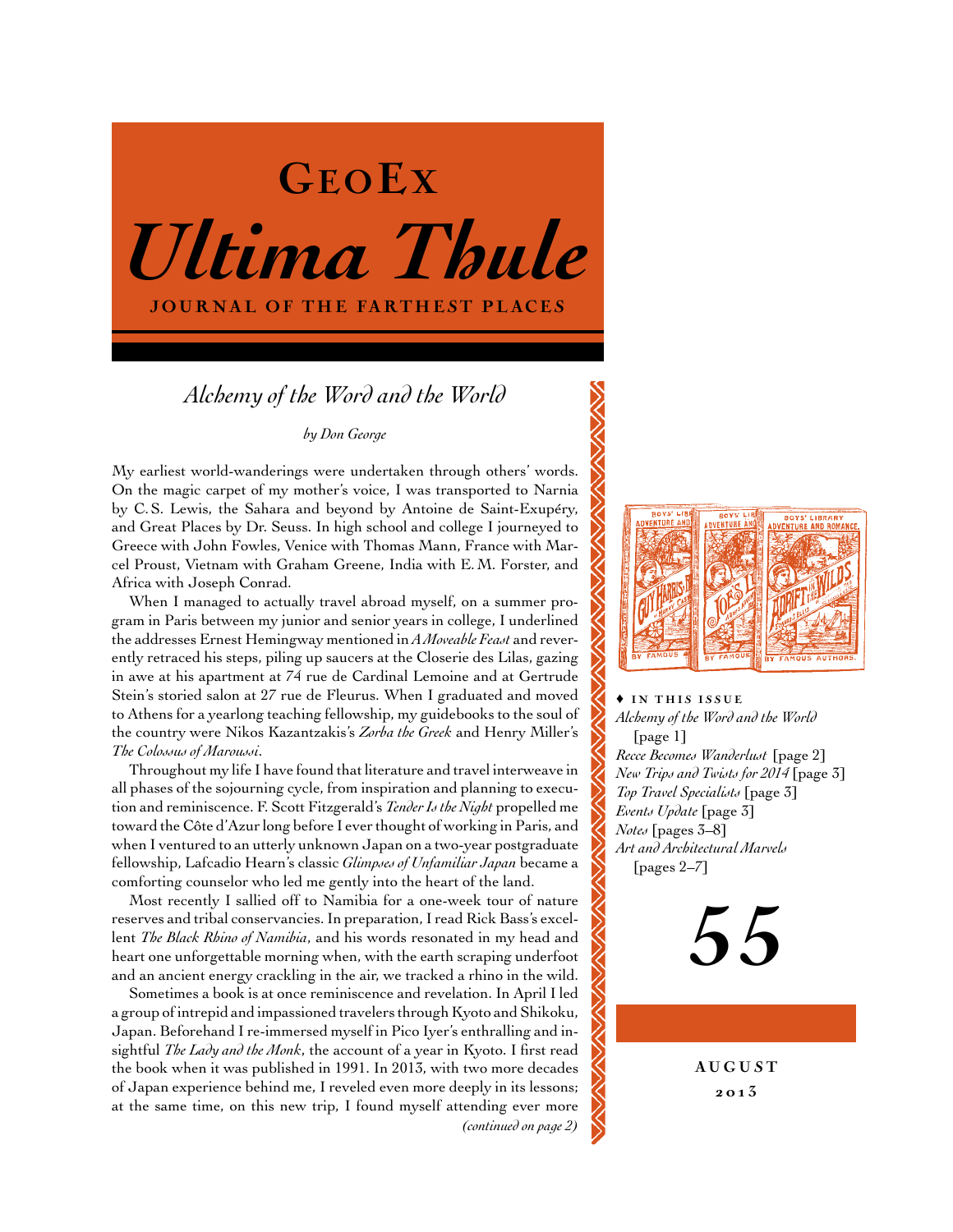# GeoEx

# *Ultima Thule*

**JOURNAL OF THE FARTHEST PLACES**

## *Alchemy of the Word and the World*

*by Don George*

My earliest world-wanderings were undertaken through others' words. On the magic carpet of my mother's voice, I was transported to Narnia by C. S. Lewis, the Sahara and beyond by Antoine de Saint-Exupéry, and Great Places by Dr. Seuss. In high school and college I journeyed to Greece with John Fowles, Venice with Thomas Mann, France with Marcel Proust, Vietnam with Graham Greene, India with E. M. Forster, and Africa with Joseph Conrad.

When I managed to actually travel abroad myself, on a summer program in Paris between my junior and senior years in college, I underlined the addresses Ernest Hemingway mentioned in *A Moveable Feast* and reverently retraced his steps, piling up saucers at the Closerie des Lilas, gazing in awe at his apartment at 74 rue de Cardinal Lemoine and at Gertrude Stein's storied salon at 27 rue de Fleurus. When I graduated and moved to Athens for a yearlong teaching fellowship, my guidebooks to the soul of the country were Nikos Kazantzakis's *Zorba the Greek* and Henry Miller's *The Colossus of Maroussi*.

Throughout my life I have found that literature and travel interweave in all phases of the sojourning cycle, from inspiration and planning to execution and reminiscence. F. Scott Fitzgerald's *Tender Is the Night* propelled me toward the Côte d'Azur long before I ever thought of working in Paris, and when I ventured to an utterly unknown Japan on a two-year postgraduate fellowship, Lafcadio Hearn's classic *Glimpses of Unfamiliar Japan* became a comforting counselor who led me gently into the heart of the land.

Most recently I sallied off to Namibia for a one-week tour of nature reserves and tribal conservancies. In preparation, I read Rick Bass's excellent *The Black Rhino of Namibia*, and his words resonated in my head and heart one unforgettable morning when, with the earth scraping underfoot and an ancient energy crackling in the air, we tracked a rhino in the wild.

Sometimes a book is at once reminiscence and revelation. In April I led a group of intrepid and impassioned travelers through Kyoto and Shikoku, Japan. Beforehand I re-immersed myself in Pico Iyer's enthralling and insightful *The Lady and the Monk*, the account of a year in Kyoto. I first read the book when it was published in 1991. In 2013, with two more decades of Japan experience behind me, I reveled even more deeply in its lessons; at the same time, on this new trip, I found myself attending ever more

*(continued on page 2)*

♦ **IN THIS ISSUE**

*Alchemy of the Word and the World* [page 1]
*Recce Becomes Wanderlust* [page 2]
*New Trips and Twists for 2014* [page 3]
*Top Travel Specialists* [page 3]
*Events Update* [page 3]
*Notes* [pages 3–8]
*Art and Architectural Marvels* [pages 2–7]

**55**

**AUGUST 2013**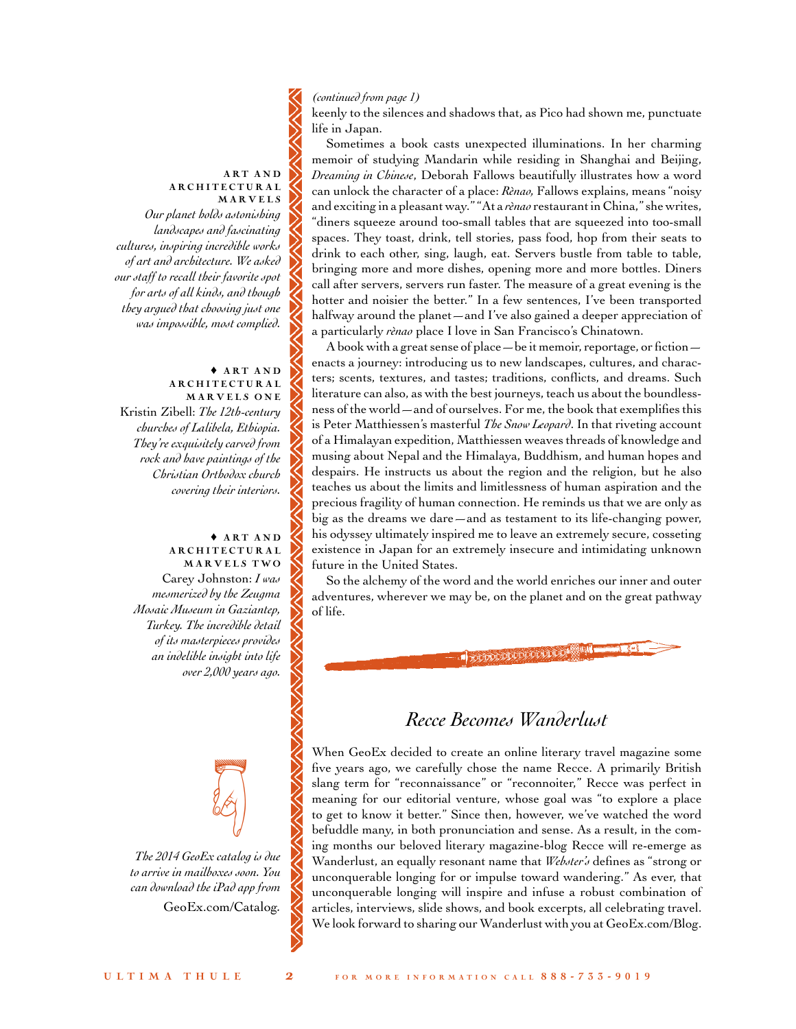*(continued from page 1)*
keenly to the silences and shadows that, as Pico had shown me, punctuate life in Japan.

Sometimes a book casts unexpected illuminations. In her charming memoir of studying Mandarin while residing in Shanghai and Beijing, *Dreaming in Chinese*, Deborah Fallows beautifully illustrates how a word can unlock the character of a place: *Rènao,* Fallows explains, means "noisy and exciting in a pleasant way." "At a *rènao* restaurant in China," she writes, "diners squeeze around too-small tables that are squeezed into too-small spaces. They toast, drink, tell stories, pass food, hop from their seats to drink to each other, sing, laugh, eat. Servers bustle from table to table, bringing more and more dishes, opening more and more bottles. Diners call after servers, servers run faster. The measure of a great evening is the hotter and noisier the better." In a few sentences, I've been transported halfway around the planet—and I've also gained a deeper appreciation of a particularly *rènao* place I love in San Francisco's Chinatown.

A book with a great sense of place—be it memoir, reportage, or fiction—enacts a journey: introducing us to new landscapes, cultures, and characters; scents, textures, and tastes; traditions, conflicts, and dreams. Such literature can also, as with the best journeys, teach us about the boundlessness of the world—and of ourselves. For me, the book that exemplifies this is Peter Matthiessen's masterful *The Snow Leopard*. In that riveting account of a Himalayan expedition, Matthiessen weaves threads of knowledge and musing about Nepal and the Himalaya, Buddhism, and human hopes and despairs. He instructs us about the region and the religion, but he also teaches us about the limits and limitlessness of human aspiration and the precious fragility of human connection. He reminds us that we are only as big as the dreams we dare—and as testament to its life-changing power, his odyssey ultimately inspired me to leave an extremely secure, cosseting existence in Japan for an extremely insecure and intimidating unknown future in the United States.

So the alchemy of the word and the world enriches our inner and outer adventures, wherever we may be, on the planet and on the great pathway of life.

**ART AND ARCHITECTURAL MARVELS**

*Our planet holds astonishing landscapes and fascinating cultures, inspiring incredible works of art and architecture. We asked our staff to recall their favorite spot for arts of all kinds, and though they argued that choosing just one was impossible, most complied.*

♦ **ART AND ARCHITECTURAL MARVELS ONE**

Kristin Zibell: *The 12th-century churches of Lalibela, Ethiopia. They're exquisitely carved from rock and have paintings of the Christian Orthodox church covering their interiors.*

♦ **ART AND ARCHITECTURAL MARVELS TWO**

Carey Johnston: *I was mesmerized by the Zeugma Mosaic Museum in Gaziantep, Turkey. The incredible detail of its masterpieces provides an indelible insight into life over 2,000 years ago.*

## *Recce Becomes Wanderlust*

When GeoEx decided to create an online literary travel magazine some five years ago, we carefully chose the name Recce. A primarily British slang term for "reconnaissance" or "reconnoiter," Recce was perfect in meaning for our editorial venture, whose goal was "to explore a place to get to know it better." Since then, however, we've watched the word befuddle many, in both pronunciation and sense. As a result, in the coming months our beloved literary magazine-blog Recce will re-emerge as Wanderlust, an equally resonant name that *Webster's* defines as "strong or unconquerable longing for or impulse toward wandering." As ever, that unconquerable longing will inspire and infuse a robust combination of articles, interviews, slide shows, and book excerpts, all celebrating travel. We look forward to sharing our Wanderlust with you at GeoEx.com/Blog.

*The 2014 GeoEx catalog is due to arrive in mailboxes soon. You can download the iPad app from* GeoEx.com/Catalog.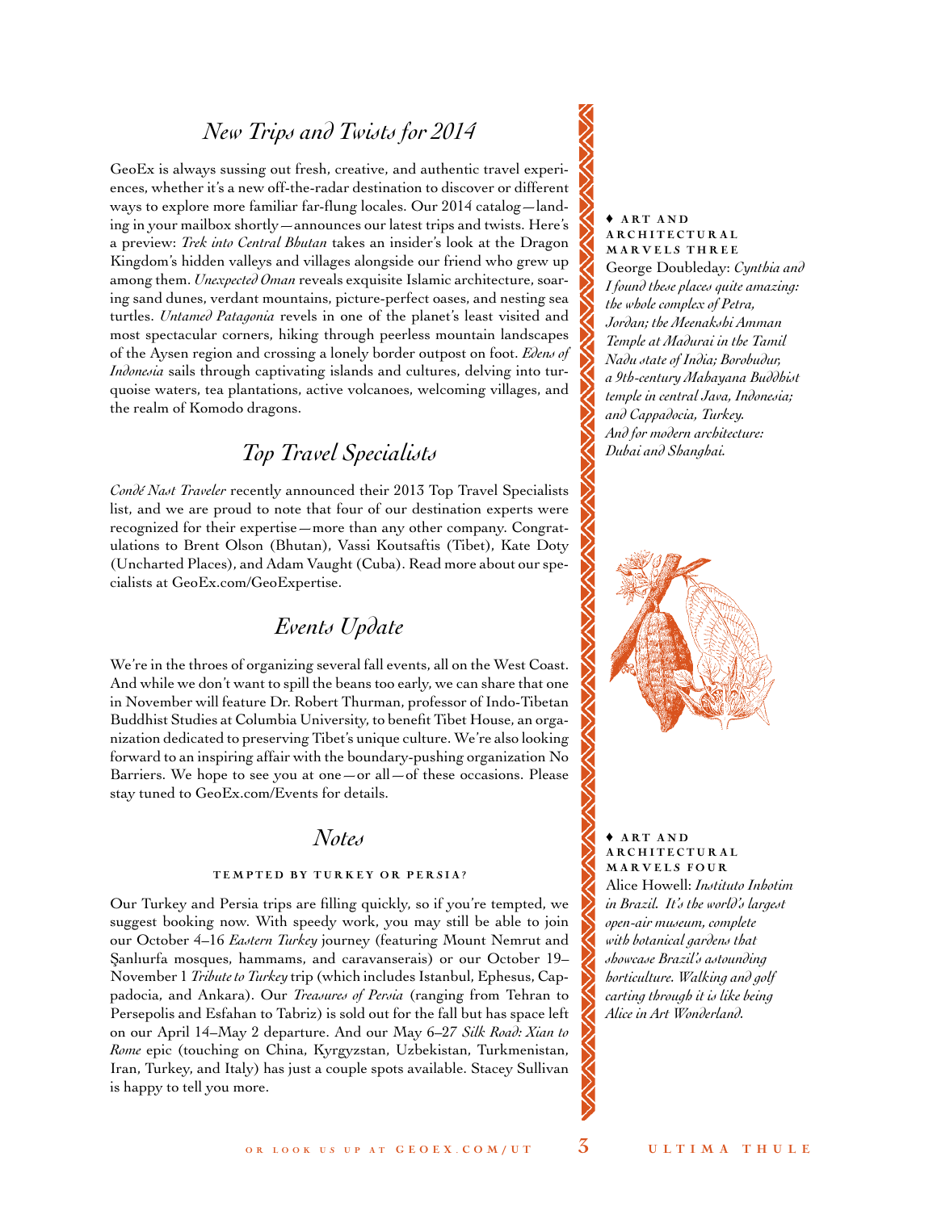## *New Trips and Twists for 2014*

GeoEx is always sussing out fresh, creative, and authentic travel experiences, whether it's a new off-the-radar destination to discover or different ways to explore more familiar far-flung locales. Our 2014 catalog—landing in your mailbox shortly—announces our latest trips and twists. Here's a preview: *Trek into Central Bhutan* takes an insider's look at the Dragon Kingdom's hidden valleys and villages alongside our friend who grew up among them. *Unexpected Oman* reveals exquisite Islamic architecture, soaring sand dunes, verdant mountains, picture-perfect oases, and nesting sea turtles. *Untamed Patagonia* revels in one of the planet's least visited and most spectacular corners, hiking through peerless mountain landscapes of the Aysen region and crossing a lonely border outpost on foot. *Edens of Indonesia* sails through captivating islands and cultures, delving into turquoise waters, tea plantations, active volcanoes, welcoming villages, and the realm of Komodo dragons.

## *Top Travel Specialists*

*Condé Nast Traveler* recently announced their 2013 Top Travel Specialists list, and we are proud to note that four of our destination experts were recognized for their expertise—more than any other company. Congratulations to Brent Olson (Bhutan), Vassi Koutsaftis (Tibet), Kate Doty (Uncharted Places), and Adam Vaught (Cuba). Read more about our specialists at GeoEx.com/GeoExpertise.

## *Events Update*

We're in the throes of organizing several fall events, all on the West Coast. And while we don't want to spill the beans too early, we can share that one in November will feature Dr. Robert Thurman, professor of Indo-Tibetan Buddhist Studies at Columbia University, to benefit Tibet House, an organization dedicated to preserving Tibet's unique culture. We're also looking forward to an inspiring affair with the boundary-pushing organization No Barriers. We hope to see you at one—or all—of these occasions. Please stay tuned to GeoEx.com/Events for details.

## *Notes*

### TEMPTED BY TURKEY OR PERSIA?

Our Turkey and Persia trips are filling quickly, so if you're tempted, we suggest booking now. With speedy work, you may still be able to join our October 4–16 *Eastern Turkey* journey (featuring Mount Nemrut and Şanlıurfa mosques, hammams, and caravanserais) or our October 19–November 1 *Tribute to Turkey* trip (which includes Istanbul, Ephesus, Cappadocia, and Ankara). Our *Treasures of Persia* (ranging from Tehran to Persepolis and Esfahan to Tabriz) is sold out for the fall but has space left on our April 14–May 2 departure. And our May 6–27 *Silk Road: Xian to Rome* epic (touching on China, Kyrgyzstan, Uzbekistan, Turkmenistan, Iran, Turkey, and Italy) has just a couple spots available. Stacey Sullivan is happy to tell you more.

---

♦ **ART AND ARCHITECTURAL MARVELS THREE**

George Doubleday: *Cynthia and I found these places quite amazing: the whole complex of Petra, Jordan; the Meenakshi Amman Temple at Madurai in the Tamil Nadu state of India; Borobudur, a 9th-century Mahayana Buddhist temple in central Java, Indonesia; and Cappadocia, Turkey. And for modern architecture: Dubai and Shanghai.*

♦ **ART AND ARCHITECTURAL MARVELS FOUR**

Alice Howell: *Instituto Inhotim in Brazil. It's the world's largest open-air museum, complete with botanical gardens that showcase Brazil's astounding horticulture. Walking and golf carting through it is like being Alice in Art Wonderland.*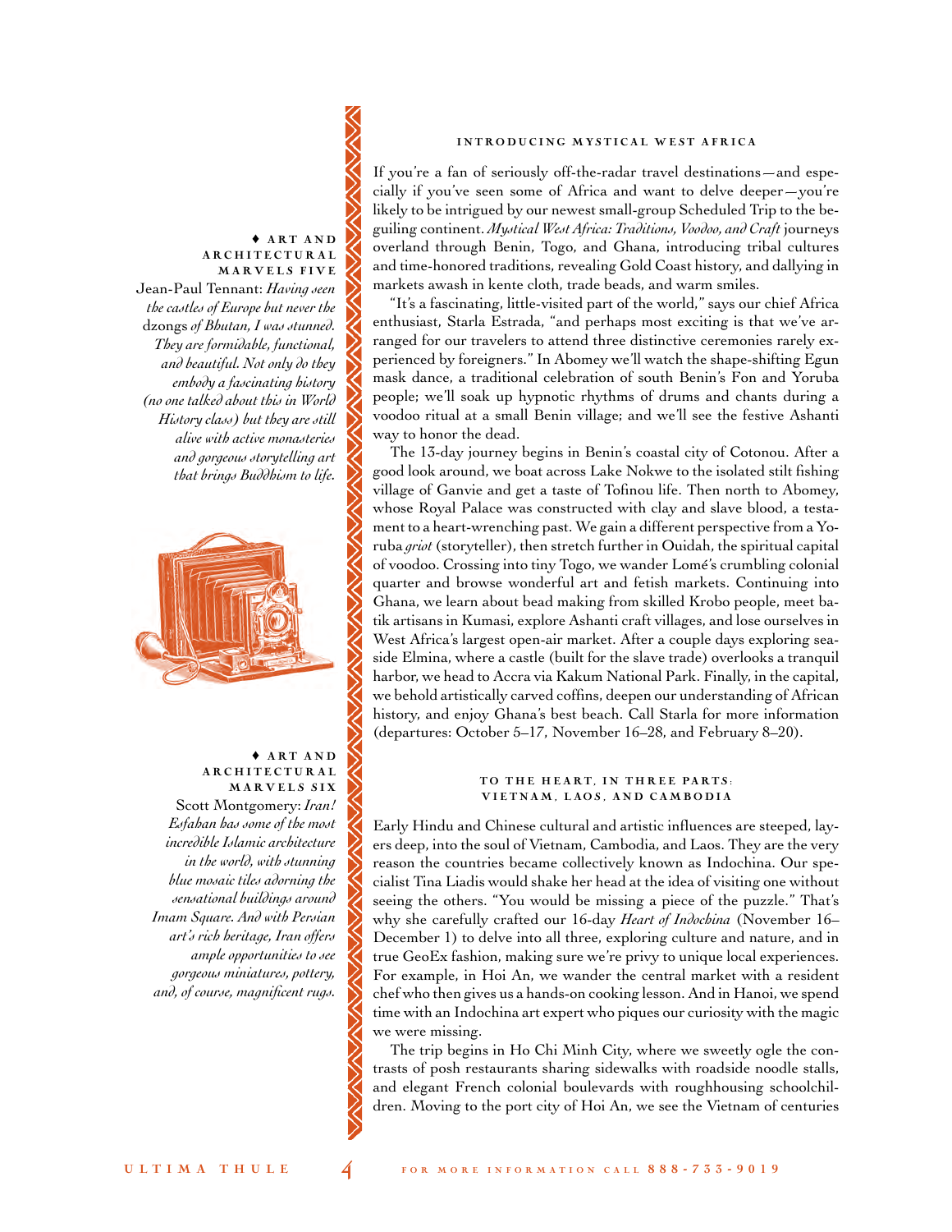### ♦ ART AND ARCHITECTURAL MARVELS FIVE

Jean-Paul Tennant: *Having seen the castles of Europe but never the* dzongs *of Bhutan, I was stunned. They are formidable, functional, and beautiful. Not only do they embody a fascinating history (no one talked about this in World History class) but they are still alive with active monasteries and gorgeous storytelling art that brings Buddhism to life.*

### ♦ ART AND ARCHITECTURAL MARVELS SIX

Scott Montgomery: *Iran! Esfahan has some of the most incredible Islamic architecture in the world, with stunning blue mosaic tiles adorning the sensational buildings around Imam Square. And with Persian art's rich heritage, Iran offers ample opportunities to see gorgeous miniatures, pottery, and, of course, magnificent rugs.*

## INTRODUCING MYSTICAL WEST AFRICA

If you're a fan of seriously off-the-radar travel destinations—and especially if you've seen some of Africa and want to delve deeper—you're likely to be intrigued by our newest small-group Scheduled Trip to the beguiling continent. *Mystical West Africa: Traditions, Voodoo, and Craft* journeys overland through Benin, Togo, and Ghana, introducing tribal cultures and time-honored traditions, revealing Gold Coast history, and dallying in markets awash in kente cloth, trade beads, and warm smiles.

"It's a fascinating, little-visited part of the world," says our chief Africa enthusiast, Starla Estrada, "and perhaps most exciting is that we've arranged for our travelers to attend three distinctive ceremonies rarely experienced by foreigners." In Abomey we'll watch the shape-shifting Egun mask dance, a traditional celebration of south Benin's Fon and Yoruba people; we'll soak up hypnotic rhythms of drums and chants during a voodoo ritual at a small Benin village; and we'll see the festive Ashanti way to honor the dead.

The 13-day journey begins in Benin's coastal city of Cotonou. After a good look around, we boat across Lake Nokwe to the isolated stilt fishing village of Ganvie and get a taste of Tofinou life. Then north to Abomey, whose Royal Palace was constructed with clay and slave blood, a testament to a heart-wrenching past. We gain a different perspective from a Yoruba *griot* (storyteller), then stretch further in Ouidah, the spiritual capital of voodoo. Crossing into tiny Togo, we wander Lomé's crumbling colonial quarter and browse wonderful art and fetish markets. Continuing into Ghana, we learn about bead making from skilled Krobo people, meet batik artisans in Kumasi, explore Ashanti craft villages, and lose ourselves in West Africa's largest open-air market. After a couple days exploring seaside Elmina, where a castle (built for the slave trade) overlooks a tranquil harbor, we head to Accra via Kakum National Park. Finally, in the capital, we behold artistically carved coffins, deepen our understanding of African history, and enjoy Ghana's best beach. Call Starla for more information (departures: October 5–17, November 16–28, and February 8–20).

## TO THE HEART, IN THREE PARTS: VIETNAM, LAOS, AND CAMBODIA

Early Hindu and Chinese cultural and artistic influences are steeped, layers deep, into the soul of Vietnam, Cambodia, and Laos. They are the very reason the countries became collectively known as Indochina. Our specialist Tina Liadis would shake her head at the idea of visiting one without seeing the others. "You would be missing a piece of the puzzle." That's why she carefully crafted our 16-day *Heart of Indochina* (November 16–December 1) to delve into all three, exploring culture and nature, and in true GeoEx fashion, making sure we're privy to unique local experiences. For example, in Hoi An, we wander the central market with a resident chef who then gives us a hands-on cooking lesson. And in Hanoi, we spend time with an Indochina art expert who piques our curiosity with the magic we were missing.

The trip begins in Ho Chi Minh City, where we sweetly ogle the contrasts of posh restaurants sharing sidewalks with roadside noodle stalls, and elegant French colonial boulevards with roughhousing schoolchildren. Moving to the port city of Hoi An, we see the Vietnam of centuries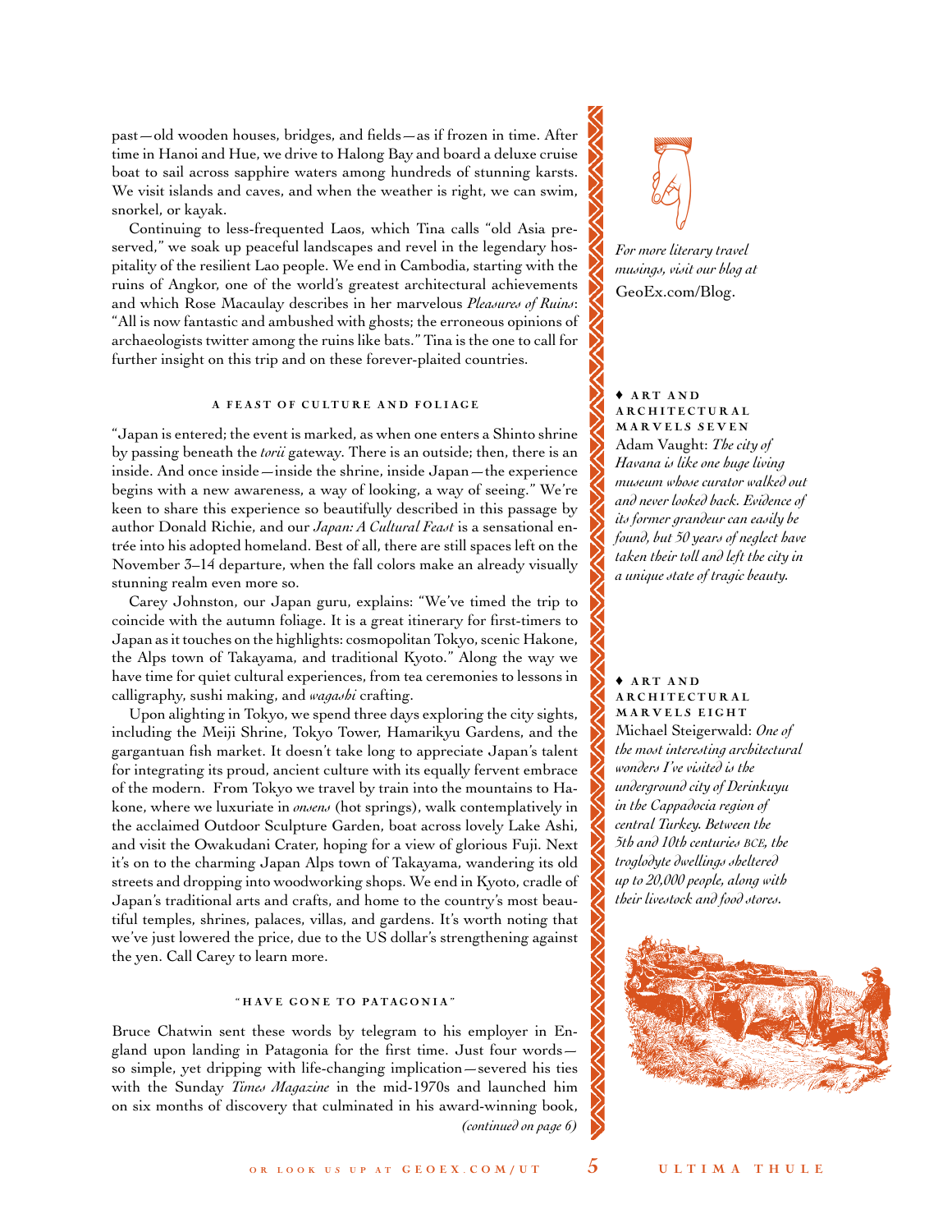past—old wooden houses, bridges, and fields—as if frozen in time. After time in Hanoi and Hue, we drive to Halong Bay and board a deluxe cruise boat to sail across sapphire waters among hundreds of stunning karsts. We visit islands and caves, and when the weather is right, we can swim, snorkel, or kayak.

Continuing to less-frequented Laos, which Tina calls "old Asia preserved," we soak up peaceful landscapes and revel in the legendary hospitality of the resilient Lao people. We end in Cambodia, starting with the ruins of Angkor, one of the world's greatest architectural achievements and which Rose Macaulay describes in her marvelous *Pleasures of Ruins*: "All is now fantastic and ambushed with ghosts; the erroneous opinions of archaeologists twitter among the ruins like bats." Tina is the one to call for further insight on this trip and on these forever-plaited countries.

### A FEAST OF CULTURE AND FOLIAGE

"Japan is entered; the event is marked, as when one enters a Shinto shrine by passing beneath the *torii* gateway. There is an outside; then, there is an inside. And once inside—inside the shrine, inside Japan—the experience begins with a new awareness, a way of looking, a way of seeing." We're keen to share this experience so beautifully described in this passage by author Donald Richie, and our *Japan: A Cultural Feast* is a sensational entrée into his adopted homeland. Best of all, there are still spaces left on the November 3–14 departure, when the fall colors make an already visually stunning realm even more so.

Carey Johnston, our Japan guru, explains: "We've timed the trip to coincide with the autumn foliage. It is a great itinerary for first-timers to Japan as it touches on the highlights: cosmopolitan Tokyo, scenic Hakone, the Alps town of Takayama, and traditional Kyoto." Along the way we have time for quiet cultural experiences, from tea ceremonies to lessons in calligraphy, sushi making, and *wagashi* crafting.

Upon alighting in Tokyo, we spend three days exploring the city sights, including the Meiji Shrine, Tokyo Tower, Hamarikyu Gardens, and the gargantuan fish market. It doesn't take long to appreciate Japan's talent for integrating its proud, ancient culture with its equally fervent embrace of the modern. From Tokyo we travel by train into the mountains to Hakone, where we luxuriate in *onsens* (hot springs), walk contemplatively in the acclaimed Outdoor Sculpture Garden, boat across lovely Lake Ashi, and visit the Owakudani Crater, hoping for a view of glorious Fuji. Next it's on to the charming Japan Alps town of Takayama, wandering its old streets and dropping into woodworking shops. We end in Kyoto, cradle of Japan's traditional arts and crafts, and home to the country's most beautiful temples, shrines, palaces, villas, and gardens. It's worth noting that we've just lowered the price, due to the US dollar's strengthening against the yen. Call Carey to learn more.

### "HAVE GONE TO PATAGONIA"

Bruce Chatwin sent these words by telegram to his employer in England upon landing in Patagonia for the first time. Just four words—so simple, yet dripping with life-changing implication—severed his ties with the Sunday *Times Magazine* in the mid-1970s and launched him on six months of discovery that culminated in his award-winning book,

*(continued on page 6)*

*For more literary travel musings, visit our blog at* GeoEx.com/Blog.

**♦ ART AND ARCHITECTURAL MARVELS SEVEN**
Adam Vaught: *The city of Havana is like one huge living museum whose curator walked out and never looked back. Evidence of its former grandeur can easily be found, but 50 years of neglect have taken their toll and left the city in a unique state of tragic beauty.*

**♦ ART AND ARCHITECTURAL MARVELS EIGHT**
Michael Steigerwald: *One of the most interesting architectural wonders I've visited is the underground city of Derinkuyu in the Cappadocia region of central Turkey. Between the 5th and 10th centuries BCE, the troglodyte dwellings sheltered up to 20,000 people, along with their livestock and food stores.*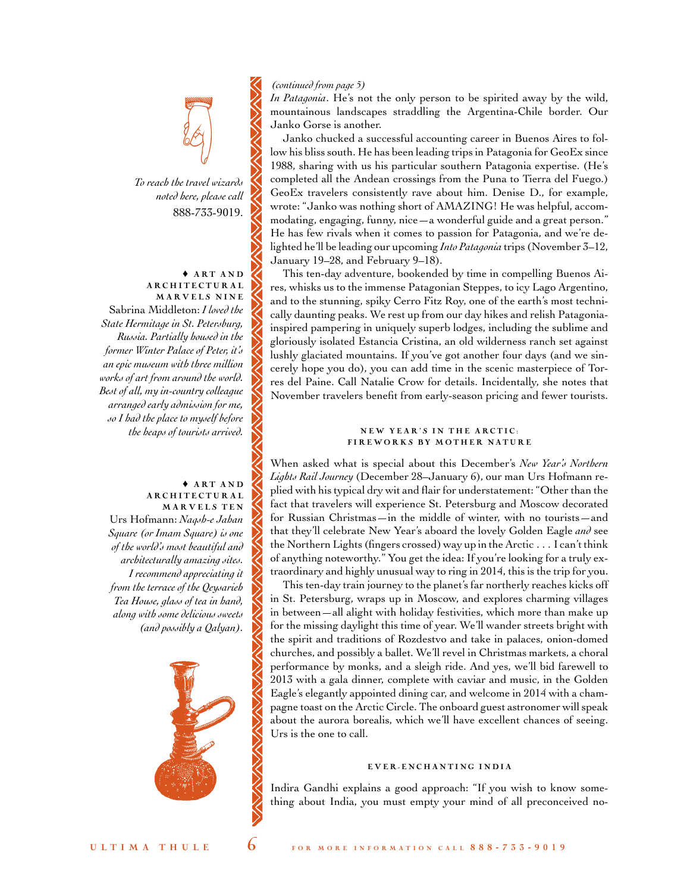To reach the travel wizards noted here, please call 888-733-9019.

♦ **ART AND ARCHITECTURAL MARVELS NINE**

Sabrina Middleton: *I loved the State Hermitage in St. Petersburg, Russia. Partially housed in the former Winter Palace of Peter, it's an epic museum with three million works of art from around the world. Best of all, my in-country colleague arranged early admission for me, so I had the place to myself before the heaps of tourists arrived.*

♦ **ART AND ARCHITECTURAL MARVELS TEN**

Urs Hofmann: *Naqsh-e Jahan Square (or Imam Square) is one of the world's most beautiful and architecturally amazing sites. I recommend appreciating it from the terrace of the Qeysarieh Tea House, glass of tea in hand, along with some delicious sweets (and possibly a Qalyan).*

*(continued from page 5)*

*In Patagonia*. He's not the only person to be spirited away by the wild, mountainous landscapes straddling the Argentina-Chile border. Our Janko Gorse is another.

Janko chucked a successful accounting career in Buenos Aires to follow his bliss south. He has been leading trips in Patagonia for GeoEx since 1988, sharing with us his particular southern Patagonia expertise. (He's completed all the Andean crossings from the Puna to Tierra del Fuego.) GeoEx travelers consistently rave about him. Denise D., for example, wrote: "Janko was nothing short of AMAZING! He was helpful, accommodating, engaging, funny, nice—a wonderful guide and a great person." He has few rivals when it comes to passion for Patagonia, and we're delighted he'll be leading our upcoming *Into Patagonia* trips (November 3–12, January 19–28, and February 9–18).

This ten-day adventure, bookended by time in compelling Buenos Aires, whisks us to the immense Patagonian Steppes, to icy Lago Argentino, and to the stunning, spiky Cerro Fitz Roy, one of the earth's most technically daunting peaks. We rest up from our day hikes and relish Patagonia-inspired pampering in uniquely superb lodges, including the sublime and gloriously isolated Estancia Cristina, an old wilderness ranch set against lushly glaciated mountains. If you've got another four days (and we sincerely hope you do), you can add time in the scenic masterpiece of Torres del Paine. Call Natalie Crow for details. Incidentally, she notes that November travelers benefit from early-season pricing and fewer tourists.

## NEW YEAR'S IN THE ARCTIC: FIREWORKS BY MOTHER NATURE

When asked what is special about this December's *New Year's Northern Lights Rail Journey* (December 28–January 6), our man Urs Hofmann replied with his typical dry wit and flair for understatement: "Other than the fact that travelers will experience St. Petersburg and Moscow decorated for Russian Christmas—in the middle of winter, with no tourists—and that they'll celebrate New Year's aboard the lovely Golden Eagle *and* see the Northern Lights (fingers crossed) way up in the Arctic . . . I can't think of anything noteworthy." You get the idea: If you're looking for a truly extraordinary and highly unusual way to ring in 2014, this is the trip for you.

This ten-day train journey to the planet's far northerly reaches kicks off in St. Petersburg, wraps up in Moscow, and explores charming villages in between—all alight with holiday festivities, which more than make up for the missing daylight this time of year. We'll wander streets bright with the spirit and traditions of Rozdestvo and take in palaces, onion-domed churches, and possibly a ballet. We'll revel in Christmas markets, a choral performance by monks, and a sleigh ride. And yes, we'll bid farewell to 2013 with a gala dinner, complete with caviar and music, in the Golden Eagle's elegantly appointed dining car, and welcome in 2014 with a champagne toast on the Arctic Circle. The onboard guest astronomer will speak about the aurora borealis, which we'll have excellent chances of seeing. Urs is the one to call.

## EVER-ENCHANTING INDIA

Indira Gandhi explains a good approach: "If you wish to know something about India, you must empty your mind of all preconceived no-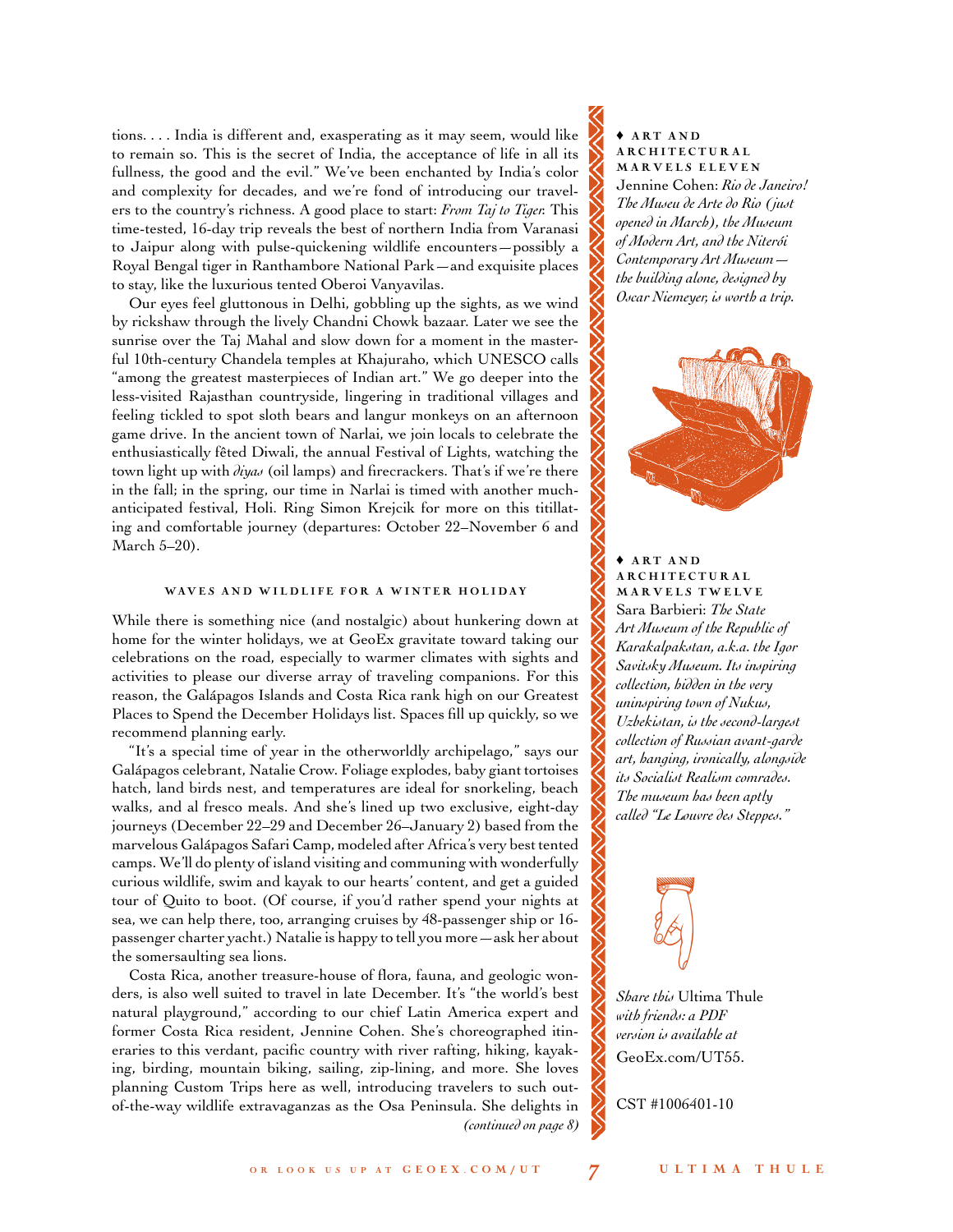tions. . . . India is different and, exasperating as it may seem, would like to remain so. This is the secret of India, the acceptance of life in all its fullness, the good and the evil." We've been enchanted by India's color and complexity for decades, and we're fond of introducing our travelers to the country's richness. A good place to start: *From Taj to Tiger.* This time-tested, 16-day trip reveals the best of northern India from Varanasi to Jaipur along with pulse-quickening wildlife encounters—possibly a Royal Bengal tiger in Ranthambore National Park—and exquisite places to stay, like the luxurious tented Oberoi Vanyavilas.

Our eyes feel gluttonous in Delhi, gobbling up the sights, as we wind by rickshaw through the lively Chandni Chowk bazaar. Later we see the sunrise over the Taj Mahal and slow down for a moment in the masterful 10th-century Chandela temples at Khajuraho, which UNESCO calls "among the greatest masterpieces of Indian art." We go deeper into the less-visited Rajasthan countryside, lingering in traditional villages and feeling tickled to spot sloth bears and langur monkeys on an afternoon game drive. In the ancient town of Narlai, we join locals to celebrate the enthusiastically fêted Diwali, the annual Festival of Lights, watching the town light up with *diyas* (oil lamps) and firecrackers. That's if we're there in the fall; in the spring, our time in Narlai is timed with another much-anticipated festival, Holi. Ring Simon Krejcik for more on this titillating and comfortable journey (departures: October 22–November 6 and March 5–20).

### WAVES AND WILDLIFE FOR A WINTER HOLIDAY

While there is something nice (and nostalgic) about hunkering down at home for the winter holidays, we at GeoEx gravitate toward taking our celebrations on the road, especially to warmer climates with sights and activities to please our diverse array of traveling companions. For this reason, the Galápagos Islands and Costa Rica rank high on our Greatest Places to Spend the December Holidays list. Spaces fill up quickly, so we recommend planning early.

"It's a special time of year in the otherworldly archipelago," says our Galápagos celebrant, Natalie Crow. Foliage explodes, baby giant tortoises hatch, land birds nest, and temperatures are ideal for snorkeling, beach walks, and al fresco meals. And she's lined up two exclusive, eight-day journeys (December 22–29 and December 26–January 2) based from the marvelous Galápagos Safari Camp, modeled after Africa's very best tented camps. We'll do plenty of island visiting and communing with wonderfully curious wildlife, swim and kayak to our hearts' content, and get a guided tour of Quito to boot. (Of course, if you'd rather spend your nights at sea, we can help there, too, arranging cruises by 48-passenger ship or 16-passenger charter yacht.) Natalie is happy to tell you more—ask her about the somersaulting sea lions.

Costa Rica, another treasure-house of flora, fauna, and geologic wonders, is also well suited to travel in late December. It's "the world's best natural playground," according to our chief Latin America expert and former Costa Rica resident, Jennine Cohen. She's choreographed itineraries to this verdant, pacific country with river rafting, hiking, kayaking, birding, mountain biking, sailing, zip-lining, and more. She loves planning Custom Trips here as well, introducing travelers to such out-of-the-way wildlife extravaganzas as the Osa Peninsula. She delights in

*(continued on page 8)*

♦ **ART AND ARCHITECTURAL MARVELS ELEVEN**

Jennine Cohen: *Rio de Janeiro! The Museu de Arte do Rio (just opened in March), the Museum of Modern Art, and the Niterói Contemporary Art Museum—the building alone, designed by Oscar Niemeyer, is worth a trip.*

♦ **ART AND ARCHITECTURAL MARVELS TWELVE**

Sara Barbieri: *The State Art Museum of the Republic of Karakalpakstan, a.k.a. the Igor Savitsky Museum. Its inspiring collection, hidden in the very uninspiring town of Nukus, Uzbekistan, is the second-largest collection of Russian avant-garde art, hanging, ironically, alongside its Socialist Realism comrades. The museum has been aptly called "Le Louvre des Steppes."*

*Share this* Ultima Thule *with friends: a PDF version is available at* GeoEx.com/UT55.

CST #1006401-10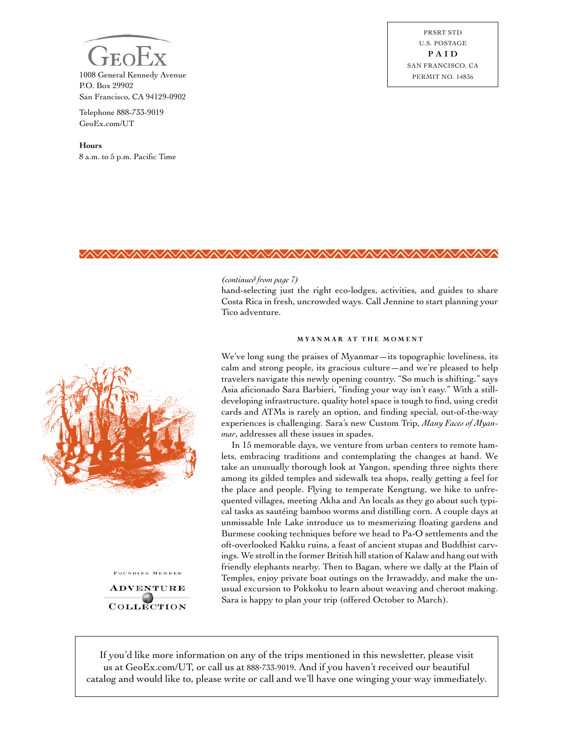GeoEx

1008 General Kennedy Avenue
P.O. Box 29902
San Francisco, CA 94129-0902

Telephone 888-733-9019
GeoEx.com/UT

**Hours**
8 a.m. to 5 p.m. Pacific Time

PRSRT STD
U.S. POSTAGE
**PAID**
SAN FRANCISCO, CA
PERMIT NO. 14836

*(continued from page 7)*
hand-selecting just the right eco-lodges, activities, and guides to share Costa Rica in fresh, uncrowded ways. Call Jennine to start planning your Tico adventure.

### MYANMAR AT THE MOMENT

We've long sung the praises of Myanmar—its topographic loveliness, its calm and strong people, its gracious culture—and we're pleased to help travelers navigate this newly opening country. "So much is shifting," says Asia aficionado Sara Barbieri, "finding your way isn't easy." With a still-developing infrastructure, quality hotel space is tough to find, using credit cards and ATMs is rarely an option, and finding special, out-of-the-way experiences is challenging. Sara's new Custom Trip, *Many Faces of Myanmar*, addresses all these issues in spades.

In 15 memorable days, we venture from urban centers to remote hamlets, embracing traditions and contemplating the changes at hand. We take an unusually thorough look at Yangon, spending three nights there among its gilded temples and sidewalk tea shops, really getting a feel for the place and people. Flying to temperate Kengtung, we hike to unfrequented villages, meeting Akha and An locals as they go about such typical tasks as sautéing bamboo worms and distilling corn. A couple days at unmissable Inle Lake introduce us to mesmerizing floating gardens and Burmese cooking techniques before we head to Pa-O settlements and the oft-overlooked Kakku ruins, a feast of ancient stupas and Buddhist carvings. We stroll in the former British hill station of Kalaw and hang out with friendly elephants nearby. Then to Bagan, where we dally at the Plain of Temples, enjoy private boat outings on the Irrawaddy, and make the unusual excursion to Pokkoku to learn about weaving and cheroot making. Sara is happy to plan your trip (offered October to March).

FOUNDING MEMBER
ADVENTURE COLLECTION

If you'd like more information on any of the trips mentioned in this newsletter, please visit us at GeoEx.com/UT, or call us at 888-733-9019. And if you haven't received our beautiful catalog and would like to, please write or call and we'll have one winging your way immediately.